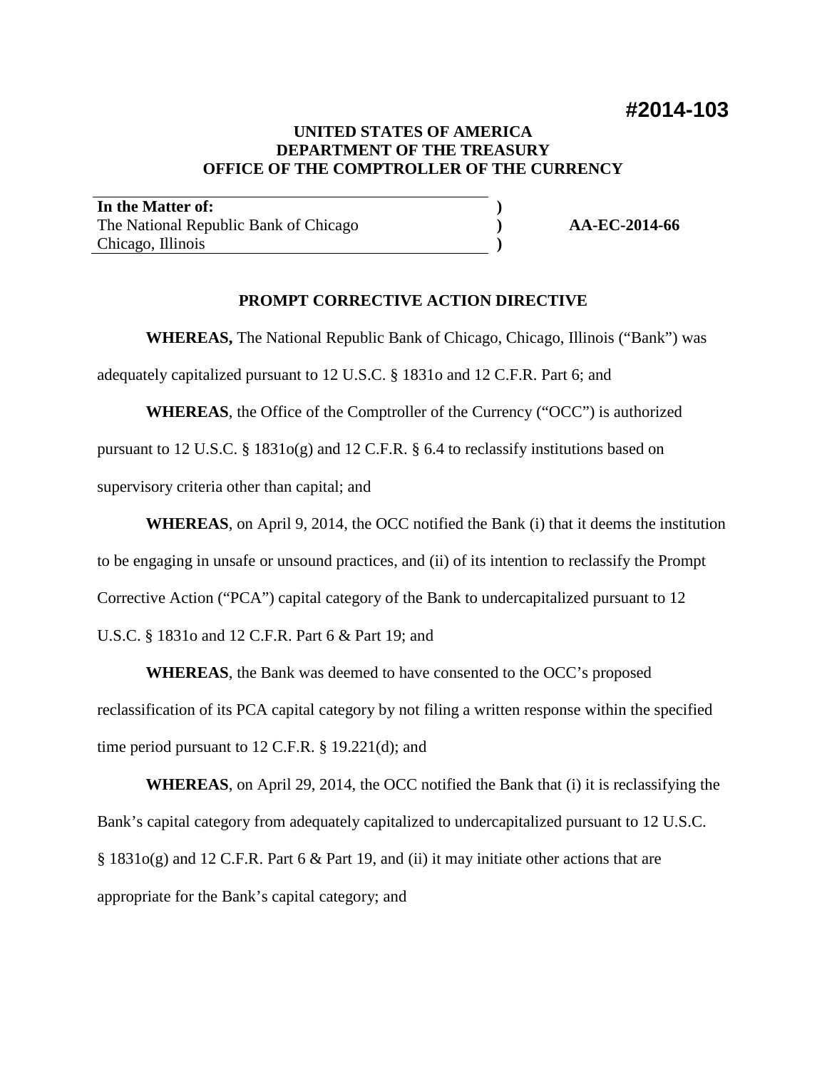**#2014-103**

**UNITED STATES OF AMERICA**
**DEPARTMENT OF THE TREASURY**
**OFFICE OF THE COMPTROLLER OF THE CURRENCY**

| **In the Matter of:** | **)** | |
|---|---|---|
| The National Republic Bank of Chicago | **)** | **AA-EC-2014-66** |
| Chicago, Illinois | **)** | |

**PROMPT CORRECTIVE ACTION DIRECTIVE**

**WHEREAS,** The National Republic Bank of Chicago, Chicago, Illinois ("Bank") was adequately capitalized pursuant to 12 U.S.C. § 1831o and 12 C.F.R. Part 6; and

**WHEREAS**, the Office of the Comptroller of the Currency ("OCC") is authorized pursuant to 12 U.S.C. § 1831o(g) and 12 C.F.R. § 6.4 to reclassify institutions based on supervisory criteria other than capital; and

**WHEREAS**, on April 9, 2014, the OCC notified the Bank (i) that it deems the institution to be engaging in unsafe or unsound practices, and (ii) of its intention to reclassify the Prompt Corrective Action ("PCA") capital category of the Bank to undercapitalized pursuant to 12 U.S.C. § 1831o and 12 C.F.R. Part 6 & Part 19; and

**WHEREAS**, the Bank was deemed to have consented to the OCC's proposed reclassification of its PCA capital category by not filing a written response within the specified time period pursuant to 12 C.F.R. § 19.221(d); and

**WHEREAS**, on April 29, 2014, the OCC notified the Bank that (i) it is reclassifying the Bank's capital category from adequately capitalized to undercapitalized pursuant to 12 U.S.C. § 1831o(g) and 12 C.F.R. Part 6 & Part 19, and (ii) it may initiate other actions that are appropriate for the Bank's capital category; and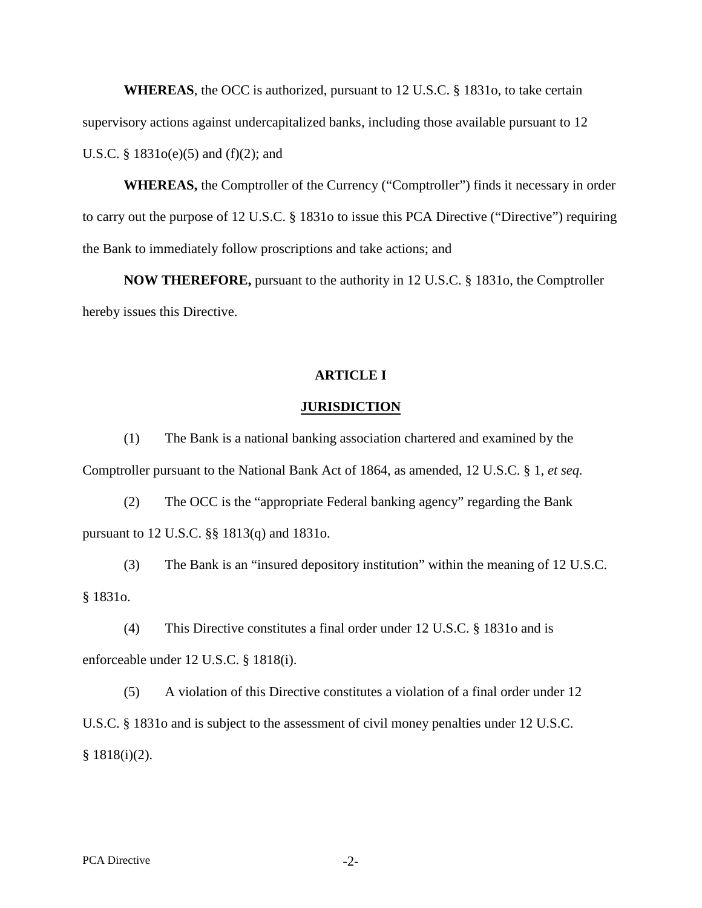**WHEREAS**, the OCC is authorized, pursuant to 12 U.S.C. § 1831o, to take certain supervisory actions against undercapitalized banks, including those available pursuant to 12 U.S.C. § 1831o(e)(5) and (f)(2); and

**WHEREAS,** the Comptroller of the Currency ("Comptroller") finds it necessary in order to carry out the purpose of 12 U.S.C. § 1831o to issue this PCA Directive ("Directive") requiring the Bank to immediately follow proscriptions and take actions; and

**NOW THEREFORE,** pursuant to the authority in 12 U.S.C. § 1831o, the Comptroller hereby issues this Directive.

## ARTICLE I

## JURISDICTION

(1) The Bank is a national banking association chartered and examined by the Comptroller pursuant to the National Bank Act of 1864, as amended, 12 U.S.C. § 1, *et seq.*

(2) The OCC is the "appropriate Federal banking agency" regarding the Bank pursuant to 12 U.S.C. §§ 1813(q) and 1831o.

(3) The Bank is an "insured depository institution" within the meaning of 12 U.S.C. § 1831o.

(4) This Directive constitutes a final order under 12 U.S.C. § 1831o and is enforceable under 12 U.S.C. § 1818(i).

(5) A violation of this Directive constitutes a violation of a final order under 12 U.S.C. § 1831o and is subject to the assessment of civil money penalties under 12 U.S.C. § 1818(i)(2).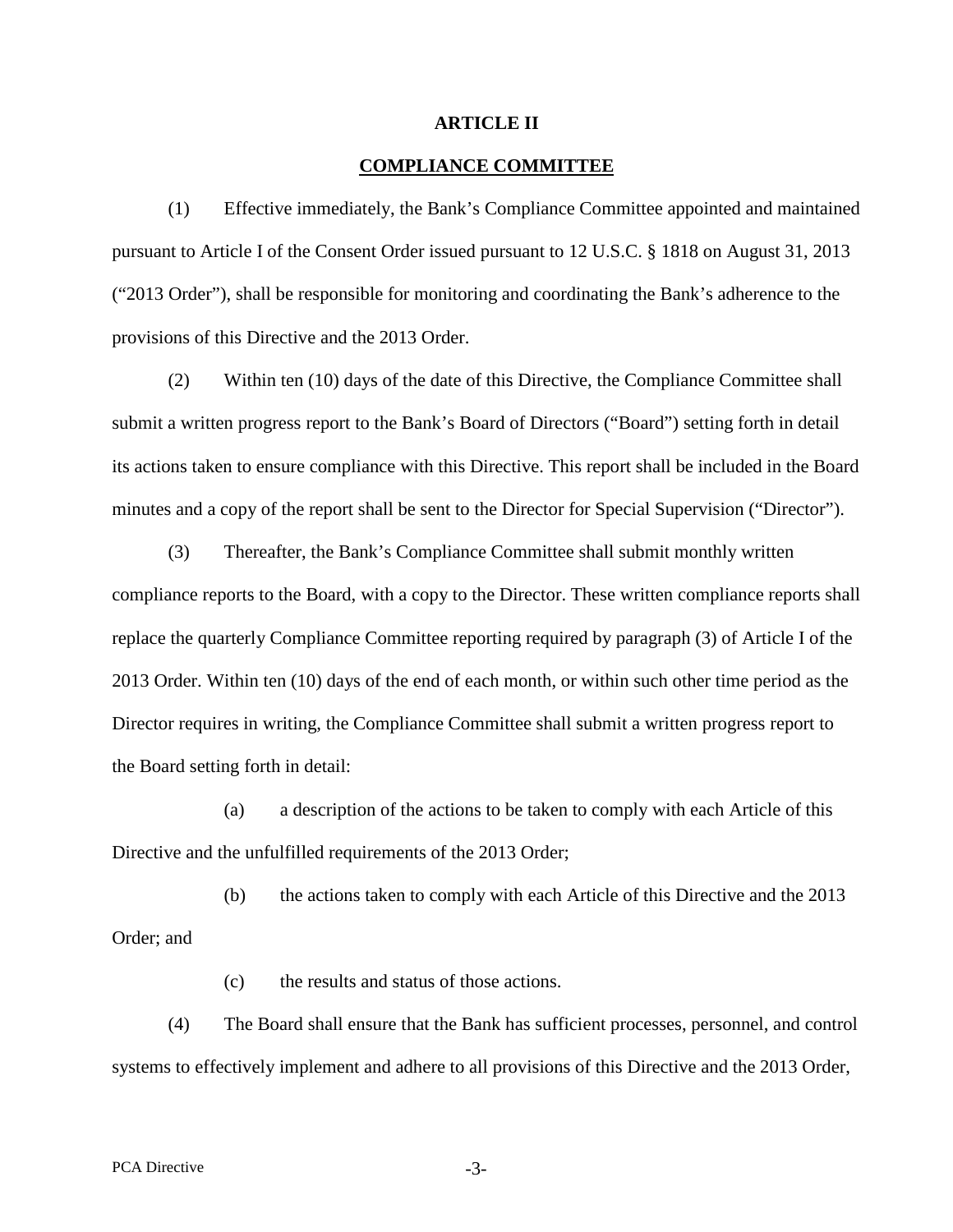## ARTICLE II

## COMPLIANCE COMMITTEE

(1) Effective immediately, the Bank's Compliance Committee appointed and maintained pursuant to Article I of the Consent Order issued pursuant to 12 U.S.C. § 1818 on August 31, 2013 ("2013 Order"), shall be responsible for monitoring and coordinating the Bank's adherence to the provisions of this Directive and the 2013 Order.

(2) Within ten (10) days of the date of this Directive, the Compliance Committee shall submit a written progress report to the Bank's Board of Directors ("Board") setting forth in detail its actions taken to ensure compliance with this Directive. This report shall be included in the Board minutes and a copy of the report shall be sent to the Director for Special Supervision ("Director").

(3) Thereafter, the Bank's Compliance Committee shall submit monthly written compliance reports to the Board, with a copy to the Director. These written compliance reports shall replace the quarterly Compliance Committee reporting required by paragraph (3) of Article I of the 2013 Order. Within ten (10) days of the end of each month, or within such other time period as the Director requires in writing, the Compliance Committee shall submit a written progress report to the Board setting forth in detail:

(a) a description of the actions to be taken to comply with each Article of this Directive and the unfulfilled requirements of the 2013 Order;

(b) the actions taken to comply with each Article of this Directive and the 2013 Order; and

(c) the results and status of those actions.

(4) The Board shall ensure that the Bank has sufficient processes, personnel, and control systems to effectively implement and adhere to all provisions of this Directive and the 2013 Order,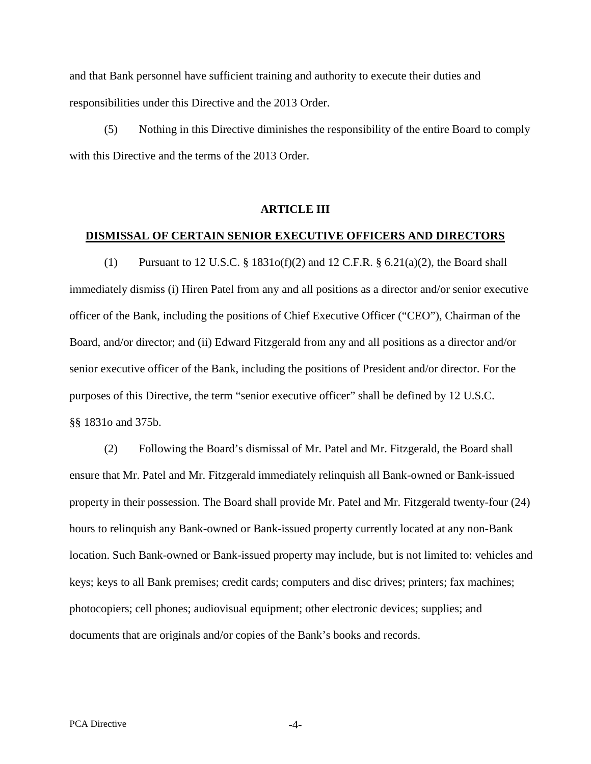and that Bank personnel have sufficient training and authority to execute their duties and responsibilities under this Directive and the 2013 Order.

(5) Nothing in this Directive diminishes the responsibility of the entire Board to comply with this Directive and the terms of the 2013 Order.

## ARTICLE III

## DISMISSAL OF CERTAIN SENIOR EXECUTIVE OFFICERS AND DIRECTORS

(1) Pursuant to 12 U.S.C. § 1831o(f)(2) and 12 C.F.R. § 6.21(a)(2), the Board shall immediately dismiss (i) Hiren Patel from any and all positions as a director and/or senior executive officer of the Bank, including the positions of Chief Executive Officer ("CEO"), Chairman of the Board, and/or director; and (ii) Edward Fitzgerald from any and all positions as a director and/or senior executive officer of the Bank, including the positions of President and/or director. For the purposes of this Directive, the term "senior executive officer" shall be defined by 12 U.S.C. §§ 1831o and 375b.

(2) Following the Board's dismissal of Mr. Patel and Mr. Fitzgerald, the Board shall ensure that Mr. Patel and Mr. Fitzgerald immediately relinquish all Bank-owned or Bank-issued property in their possession. The Board shall provide Mr. Patel and Mr. Fitzgerald twenty-four (24) hours to relinquish any Bank-owned or Bank-issued property currently located at any non-Bank location. Such Bank-owned or Bank-issued property may include, but is not limited to: vehicles and keys; keys to all Bank premises; credit cards; computers and disc drives; printers; fax machines; photocopiers; cell phones; audiovisual equipment; other electronic devices; supplies; and documents that are originals and/or copies of the Bank's books and records.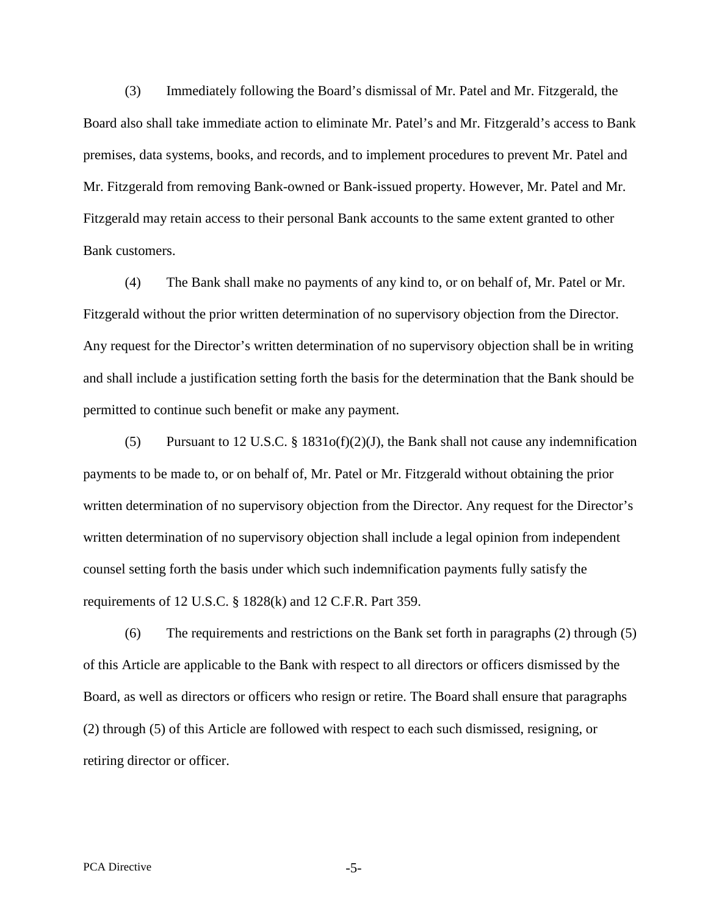(3) Immediately following the Board's dismissal of Mr. Patel and Mr. Fitzgerald, the Board also shall take immediate action to eliminate Mr. Patel's and Mr. Fitzgerald's access to Bank premises, data systems, books, and records, and to implement procedures to prevent Mr. Patel and Mr. Fitzgerald from removing Bank-owned or Bank-issued property. However, Mr. Patel and Mr. Fitzgerald may retain access to their personal Bank accounts to the same extent granted to other Bank customers.

(4) The Bank shall make no payments of any kind to, or on behalf of, Mr. Patel or Mr. Fitzgerald without the prior written determination of no supervisory objection from the Director. Any request for the Director's written determination of no supervisory objection shall be in writing and shall include a justification setting forth the basis for the determination that the Bank should be permitted to continue such benefit or make any payment.

(5) Pursuant to 12 U.S.C. § 1831o(f)(2)(J), the Bank shall not cause any indemnification payments to be made to, or on behalf of, Mr. Patel or Mr. Fitzgerald without obtaining the prior written determination of no supervisory objection from the Director. Any request for the Director's written determination of no supervisory objection shall include a legal opinion from independent counsel setting forth the basis under which such indemnification payments fully satisfy the requirements of 12 U.S.C. § 1828(k) and 12 C.F.R. Part 359.

(6) The requirements and restrictions on the Bank set forth in paragraphs (2) through (5) of this Article are applicable to the Bank with respect to all directors or officers dismissed by the Board, as well as directors or officers who resign or retire. The Board shall ensure that paragraphs (2) through (5) of this Article are followed with respect to each such dismissed, resigning, or retiring director or officer.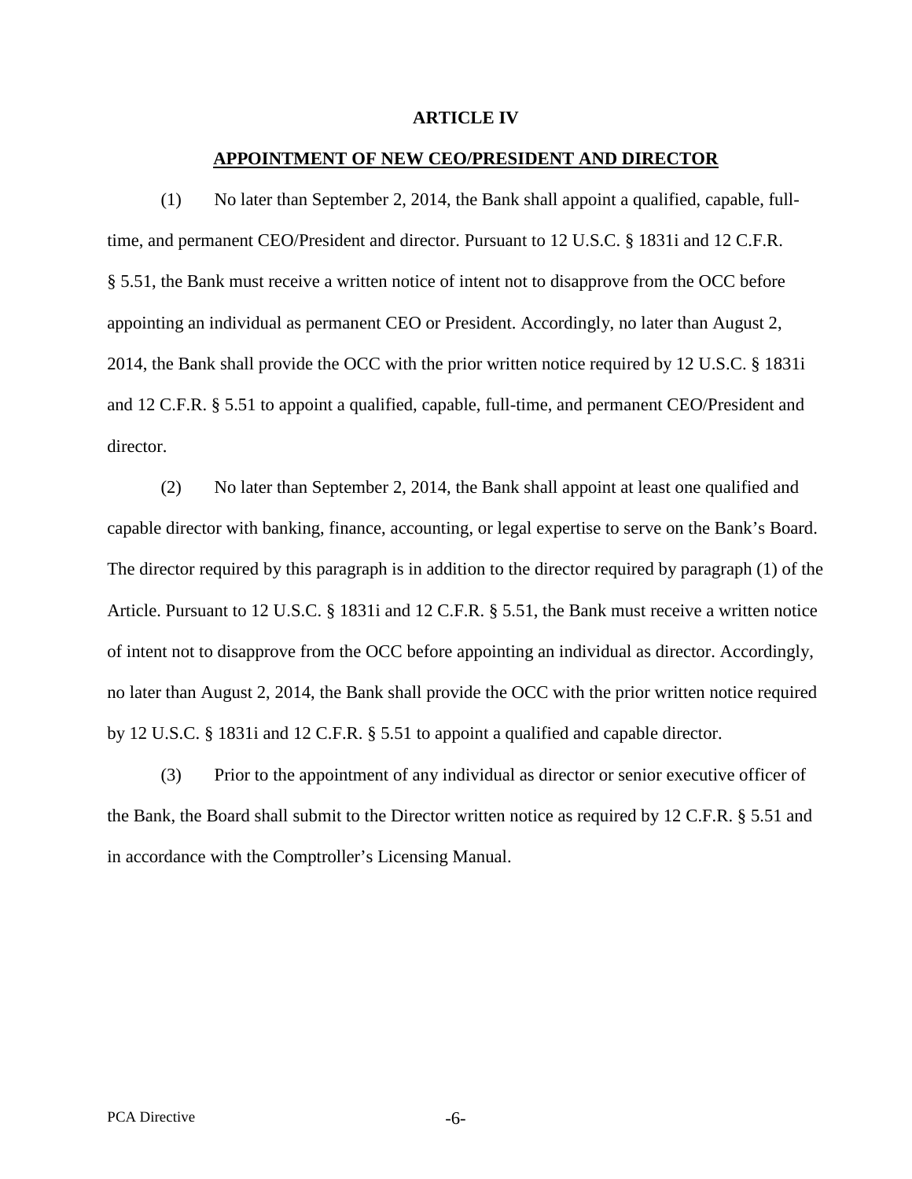## ARTICLE IV

## APPOINTMENT OF NEW CEO/PRESIDENT AND DIRECTOR

(1) No later than September 2, 2014, the Bank shall appoint a qualified, capable, full-time, and permanent CEO/President and director. Pursuant to 12 U.S.C. § 1831i and 12 C.F.R. § 5.51, the Bank must receive a written notice of intent not to disapprove from the OCC before appointing an individual as permanent CEO or President. Accordingly, no later than August 2, 2014, the Bank shall provide the OCC with the prior written notice required by 12 U.S.C. § 1831i and 12 C.F.R. § 5.51 to appoint a qualified, capable, full-time, and permanent CEO/President and director.

(2) No later than September 2, 2014, the Bank shall appoint at least one qualified and capable director with banking, finance, accounting, or legal expertise to serve on the Bank's Board. The director required by this paragraph is in addition to the director required by paragraph (1) of the Article. Pursuant to 12 U.S.C. § 1831i and 12 C.F.R. § 5.51, the Bank must receive a written notice of intent not to disapprove from the OCC before appointing an individual as director. Accordingly, no later than August 2, 2014, the Bank shall provide the OCC with the prior written notice required by 12 U.S.C. § 1831i and 12 C.F.R. § 5.51 to appoint a qualified and capable director.

(3) Prior to the appointment of any individual as director or senior executive officer of the Bank, the Board shall submit to the Director written notice as required by 12 C.F.R. § 5.51 and in accordance with the Comptroller's Licensing Manual.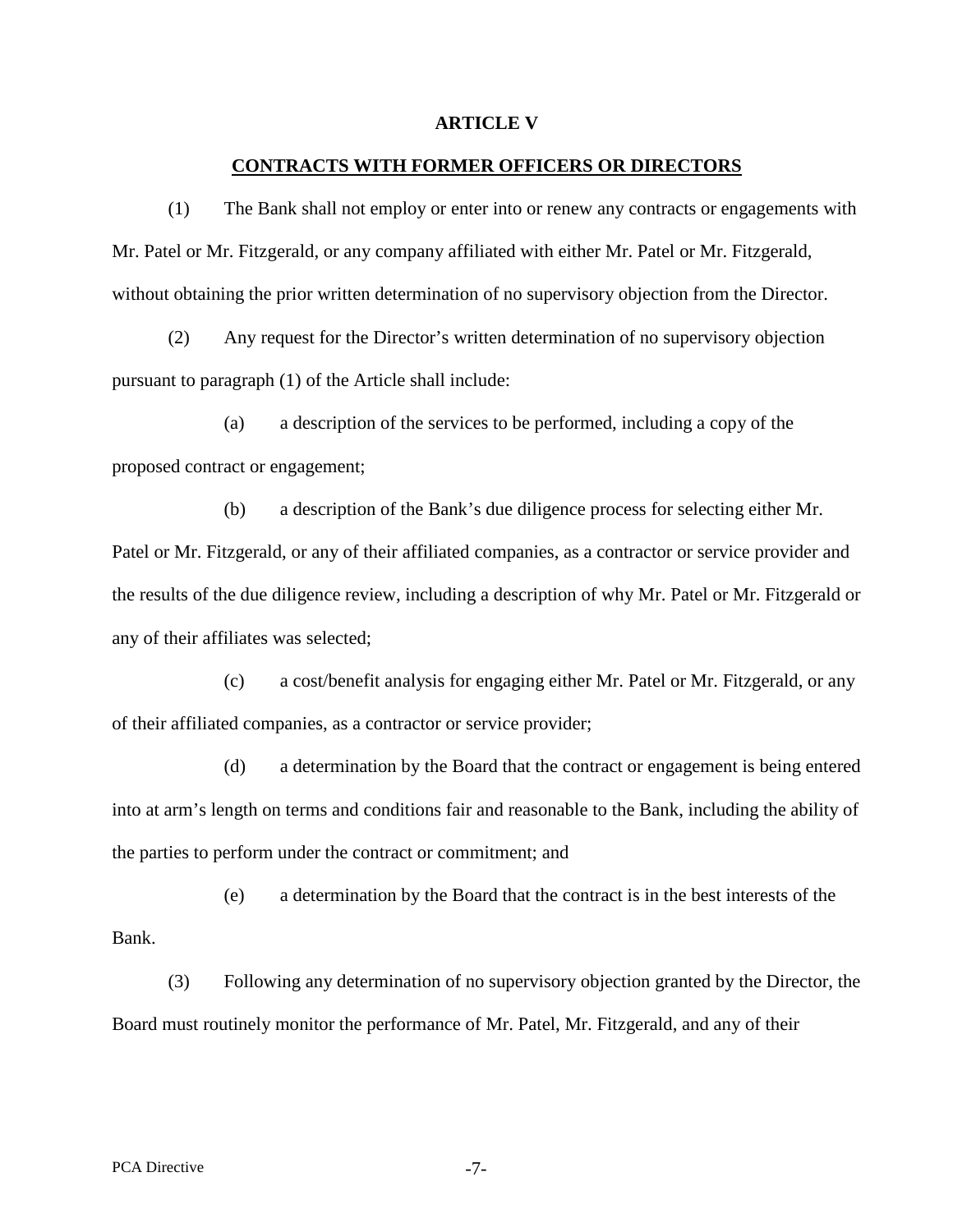## ARTICLE V

## CONTRACTS WITH FORMER OFFICERS OR DIRECTORS

(1) The Bank shall not employ or enter into or renew any contracts or engagements with Mr. Patel or Mr. Fitzgerald, or any company affiliated with either Mr. Patel or Mr. Fitzgerald, without obtaining the prior written determination of no supervisory objection from the Director.

(2) Any request for the Director's written determination of no supervisory objection pursuant to paragraph (1) of the Article shall include:

(a) a description of the services to be performed, including a copy of the proposed contract or engagement;

(b) a description of the Bank's due diligence process for selecting either Mr. Patel or Mr. Fitzgerald, or any of their affiliated companies, as a contractor or service provider and the results of the due diligence review, including a description of why Mr. Patel or Mr. Fitzgerald or any of their affiliates was selected;

(c) a cost/benefit analysis for engaging either Mr. Patel or Mr. Fitzgerald, or any of their affiliated companies, as a contractor or service provider;

(d) a determination by the Board that the contract or engagement is being entered into at arm's length on terms and conditions fair and reasonable to the Bank, including the ability of the parties to perform under the contract or commitment; and

(e) a determination by the Board that the contract is in the best interests of the Bank.

(3) Following any determination of no supervisory objection granted by the Director, the Board must routinely monitor the performance of Mr. Patel, Mr. Fitzgerald, and any of their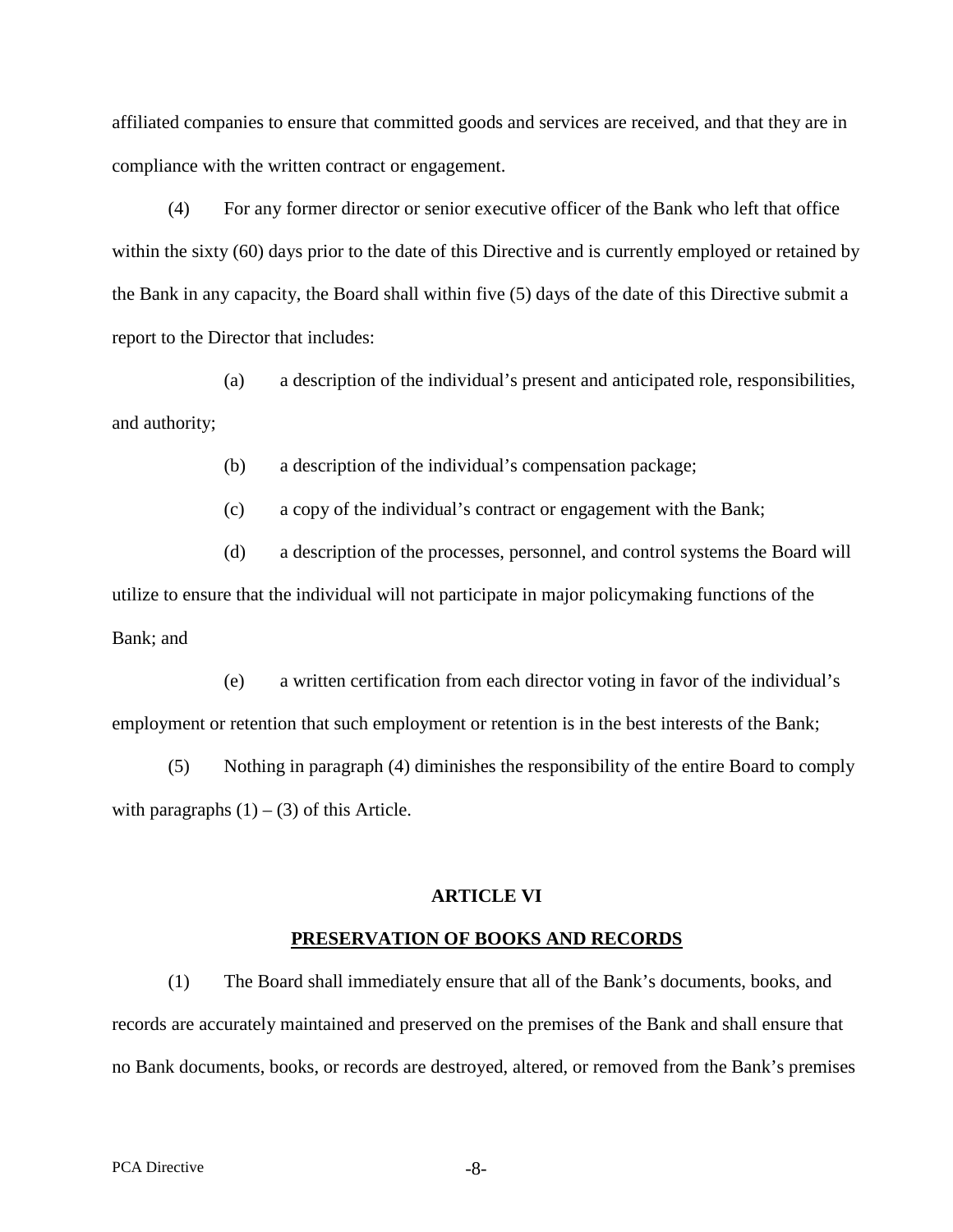affiliated companies to ensure that committed goods and services are received, and that they are in compliance with the written contract or engagement.

(4) For any former director or senior executive officer of the Bank who left that office within the sixty (60) days prior to the date of this Directive and is currently employed or retained by the Bank in any capacity, the Board shall within five (5) days of the date of this Directive submit a report to the Director that includes:

(a) a description of the individual's present and anticipated role, responsibilities, and authority;

(b) a description of the individual's compensation package;

(c) a copy of the individual's contract or engagement with the Bank;

(d) a description of the processes, personnel, and control systems the Board will utilize to ensure that the individual will not participate in major policymaking functions of the Bank; and

(e) a written certification from each director voting in favor of the individual's employment or retention that such employment or retention is in the best interests of the Bank;

(5) Nothing in paragraph (4) diminishes the responsibility of the entire Board to comply with paragraphs (1) – (3) of this Article.

## ARTICLE VI

## PRESERVATION OF BOOKS AND RECORDS

(1) The Board shall immediately ensure that all of the Bank's documents, books, and records are accurately maintained and preserved on the premises of the Bank and shall ensure that no Bank documents, books, or records are destroyed, altered, or removed from the Bank's premises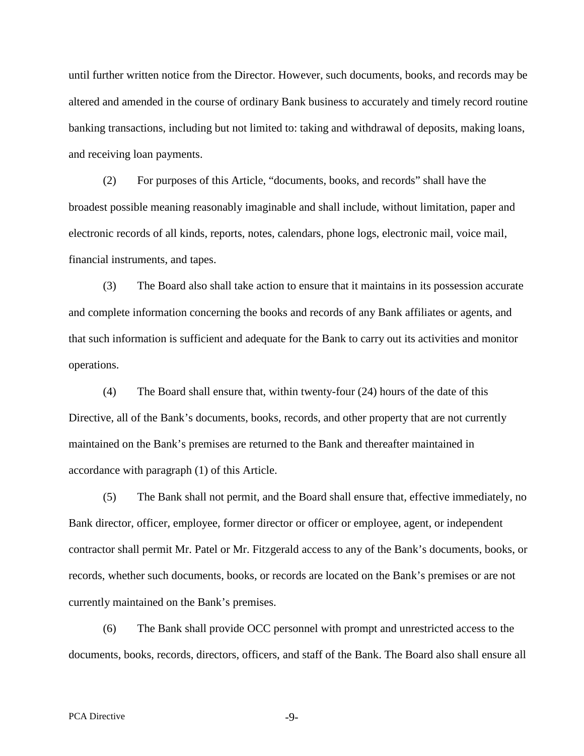until further written notice from the Director. However, such documents, books, and records may be altered and amended in the course of ordinary Bank business to accurately and timely record routine banking transactions, including but not limited to: taking and withdrawal of deposits, making loans, and receiving loan payments.

(2) For purposes of this Article, "documents, books, and records" shall have the broadest possible meaning reasonably imaginable and shall include, without limitation, paper and electronic records of all kinds, reports, notes, calendars, phone logs, electronic mail, voice mail, financial instruments, and tapes.

(3) The Board also shall take action to ensure that it maintains in its possession accurate and complete information concerning the books and records of any Bank affiliates or agents, and that such information is sufficient and adequate for the Bank to carry out its activities and monitor operations.

(4) The Board shall ensure that, within twenty-four (24) hours of the date of this Directive, all of the Bank's documents, books, records, and other property that are not currently maintained on the Bank's premises are returned to the Bank and thereafter maintained in accordance with paragraph (1) of this Article.

(5) The Bank shall not permit, and the Board shall ensure that, effective immediately, no Bank director, officer, employee, former director or officer or employee, agent, or independent contractor shall permit Mr. Patel or Mr. Fitzgerald access to any of the Bank's documents, books, or records, whether such documents, books, or records are located on the Bank's premises or are not currently maintained on the Bank's premises.

(6) The Bank shall provide OCC personnel with prompt and unrestricted access to the documents, books, records, directors, officers, and staff of the Bank. The Board also shall ensure all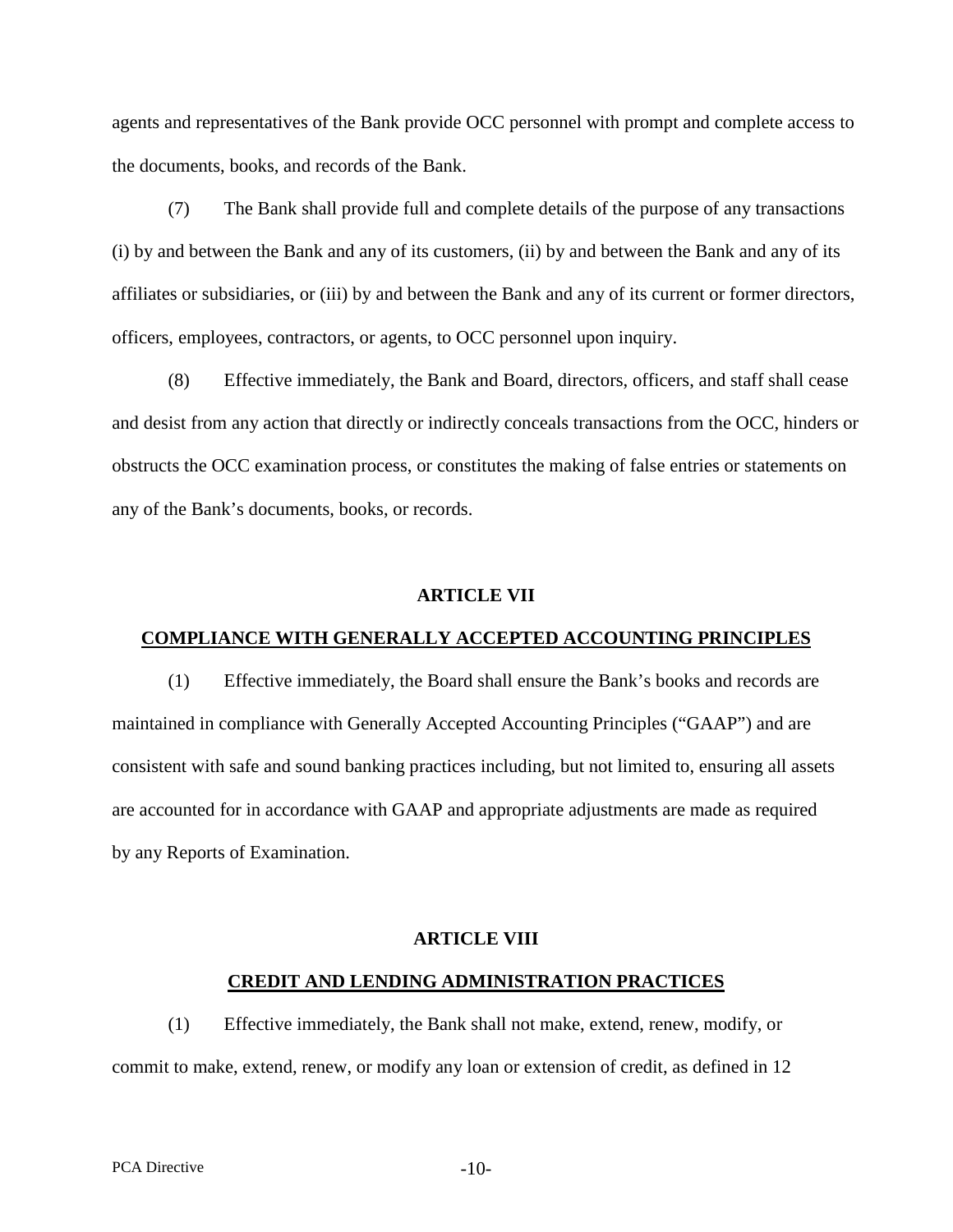agents and representatives of the Bank provide OCC personnel with prompt and complete access to the documents, books, and records of the Bank.

(7) The Bank shall provide full and complete details of the purpose of any transactions (i) by and between the Bank and any of its customers, (ii) by and between the Bank and any of its affiliates or subsidiaries, or (iii) by and between the Bank and any of its current or former directors, officers, employees, contractors, or agents, to OCC personnel upon inquiry.

(8) Effective immediately, the Bank and Board, directors, officers, and staff shall cease and desist from any action that directly or indirectly conceals transactions from the OCC, hinders or obstructs the OCC examination process, or constitutes the making of false entries or statements on any of the Bank's documents, books, or records.

## ARTICLE VII

## COMPLIANCE WITH GENERALLY ACCEPTED ACCOUNTING PRINCIPLES

(1) Effective immediately, the Board shall ensure the Bank's books and records are maintained in compliance with Generally Accepted Accounting Principles ("GAAP") and are consistent with safe and sound banking practices including, but not limited to, ensuring all assets are accounted for in accordance with GAAP and appropriate adjustments are made as required by any Reports of Examination.

## ARTICLE VIII

## CREDIT AND LENDING ADMINISTRATION PRACTICES

(1) Effective immediately, the Bank shall not make, extend, renew, modify, or commit to make, extend, renew, or modify any loan or extension of credit, as defined in 12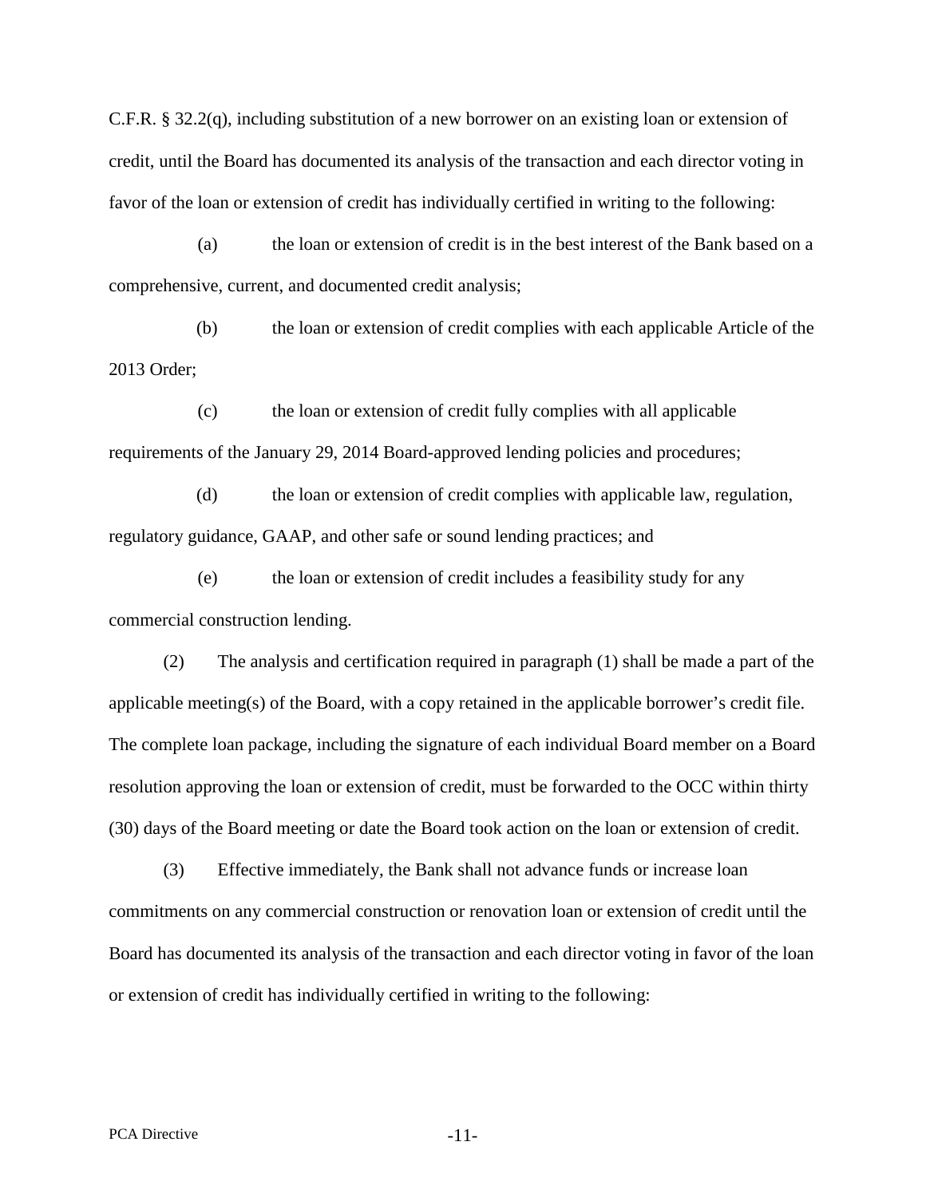C.F.R. § 32.2(q), including substitution of a new borrower on an existing loan or extension of credit, until the Board has documented its analysis of the transaction and each director voting in favor of the loan or extension of credit has individually certified in writing to the following:

(a) the loan or extension of credit is in the best interest of the Bank based on a comprehensive, current, and documented credit analysis;

(b) the loan or extension of credit complies with each applicable Article of the 2013 Order;

(c) the loan or extension of credit fully complies with all applicable requirements of the January 29, 2014 Board-approved lending policies and procedures;

(d) the loan or extension of credit complies with applicable law, regulation, regulatory guidance, GAAP, and other safe or sound lending practices; and

(e) the loan or extension of credit includes a feasibility study for any commercial construction lending.

(2) The analysis and certification required in paragraph (1) shall be made a part of the applicable meeting(s) of the Board, with a copy retained in the applicable borrower's credit file. The complete loan package, including the signature of each individual Board member on a Board resolution approving the loan or extension of credit, must be forwarded to the OCC within thirty (30) days of the Board meeting or date the Board took action on the loan or extension of credit.

(3) Effective immediately, the Bank shall not advance funds or increase loan commitments on any commercial construction or renovation loan or extension of credit until the Board has documented its analysis of the transaction and each director voting in favor of the loan or extension of credit has individually certified in writing to the following: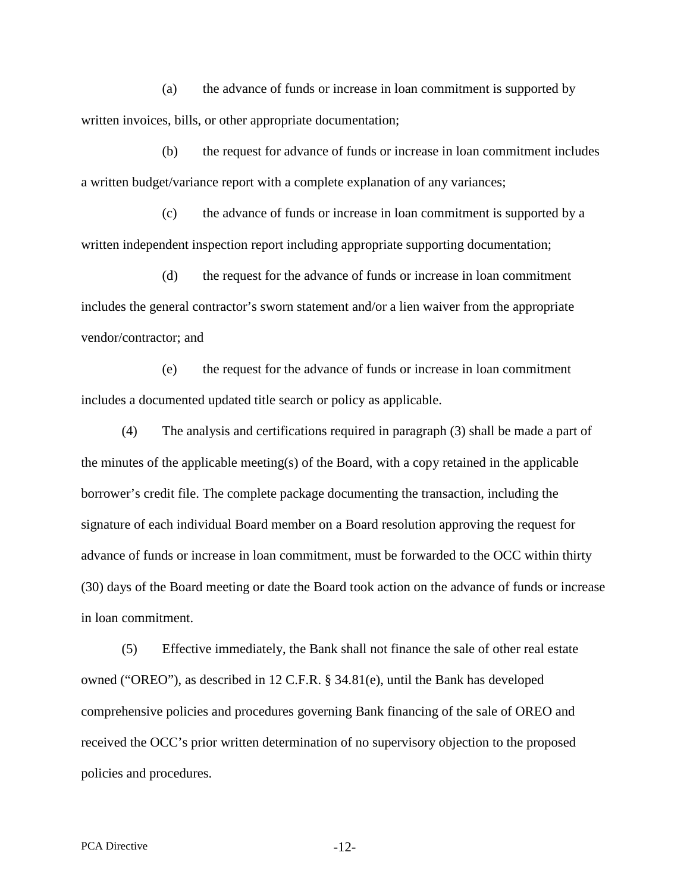(a) the advance of funds or increase in loan commitment is supported by written invoices, bills, or other appropriate documentation;

(b) the request for advance of funds or increase in loan commitment includes a written budget/variance report with a complete explanation of any variances;

(c) the advance of funds or increase in loan commitment is supported by a written independent inspection report including appropriate supporting documentation;

(d) the request for the advance of funds or increase in loan commitment includes the general contractor's sworn statement and/or a lien waiver from the appropriate vendor/contractor; and

(e) the request for the advance of funds or increase in loan commitment includes a documented updated title search or policy as applicable.

(4) The analysis and certifications required in paragraph (3) shall be made a part of the minutes of the applicable meeting(s) of the Board, with a copy retained in the applicable borrower's credit file. The complete package documenting the transaction, including the signature of each individual Board member on a Board resolution approving the request for advance of funds or increase in loan commitment, must be forwarded to the OCC within thirty (30) days of the Board meeting or date the Board took action on the advance of funds or increase in loan commitment.

(5) Effective immediately, the Bank shall not finance the sale of other real estate owned ("OREO"), as described in 12 C.F.R. § 34.81(e), until the Bank has developed comprehensive policies and procedures governing Bank financing of the sale of OREO and received the OCC's prior written determination of no supervisory objection to the proposed policies and procedures.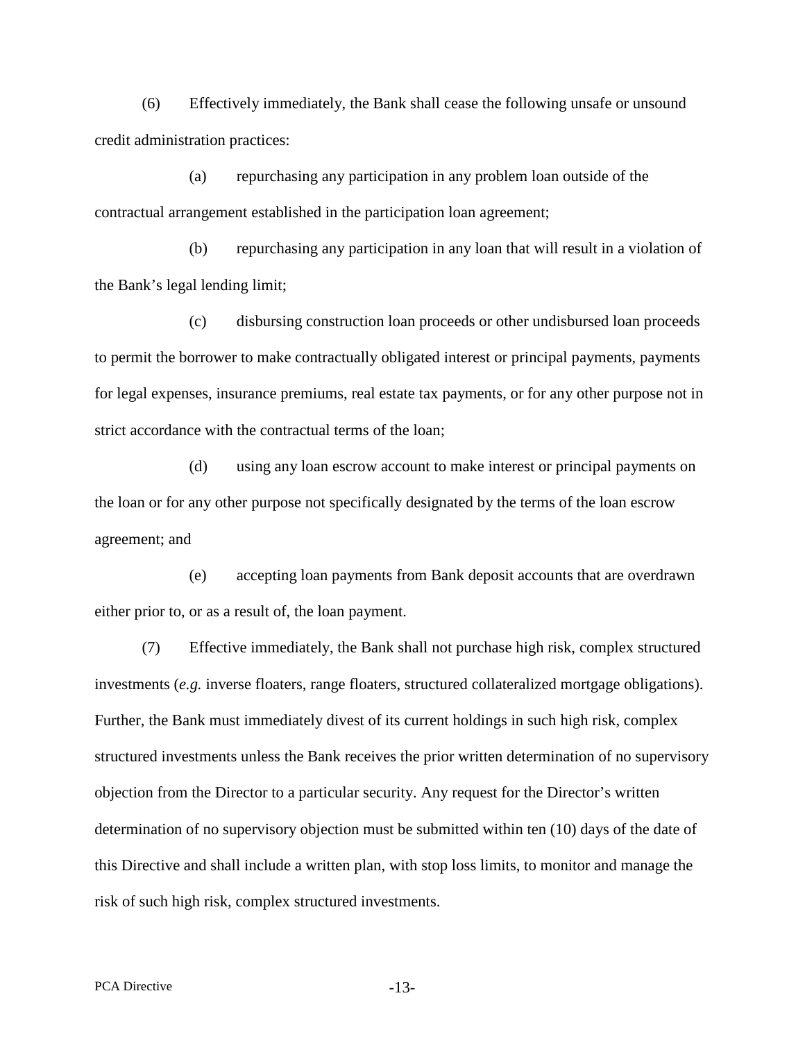(6) Effectively immediately, the Bank shall cease the following unsafe or unsound credit administration practices:

(a) repurchasing any participation in any problem loan outside of the contractual arrangement established in the participation loan agreement;

(b) repurchasing any participation in any loan that will result in a violation of the Bank's legal lending limit;

(c) disbursing construction loan proceeds or other undisbursed loan proceeds to permit the borrower to make contractually obligated interest or principal payments, payments for legal expenses, insurance premiums, real estate tax payments, or for any other purpose not in strict accordance with the contractual terms of the loan;

(d) using any loan escrow account to make interest or principal payments on the loan or for any other purpose not specifically designated by the terms of the loan escrow agreement; and

(e) accepting loan payments from Bank deposit accounts that are overdrawn either prior to, or as a result of, the loan payment.

(7) Effective immediately, the Bank shall not purchase high risk, complex structured investments (*e.g.* inverse floaters, range floaters, structured collateralized mortgage obligations). Further, the Bank must immediately divest of its current holdings in such high risk, complex structured investments unless the Bank receives the prior written determination of no supervisory objection from the Director to a particular security. Any request for the Director's written determination of no supervisory objection must be submitted within ten (10) days of the date of this Directive and shall include a written plan, with stop loss limits, to monitor and manage the risk of such high risk, complex structured investments.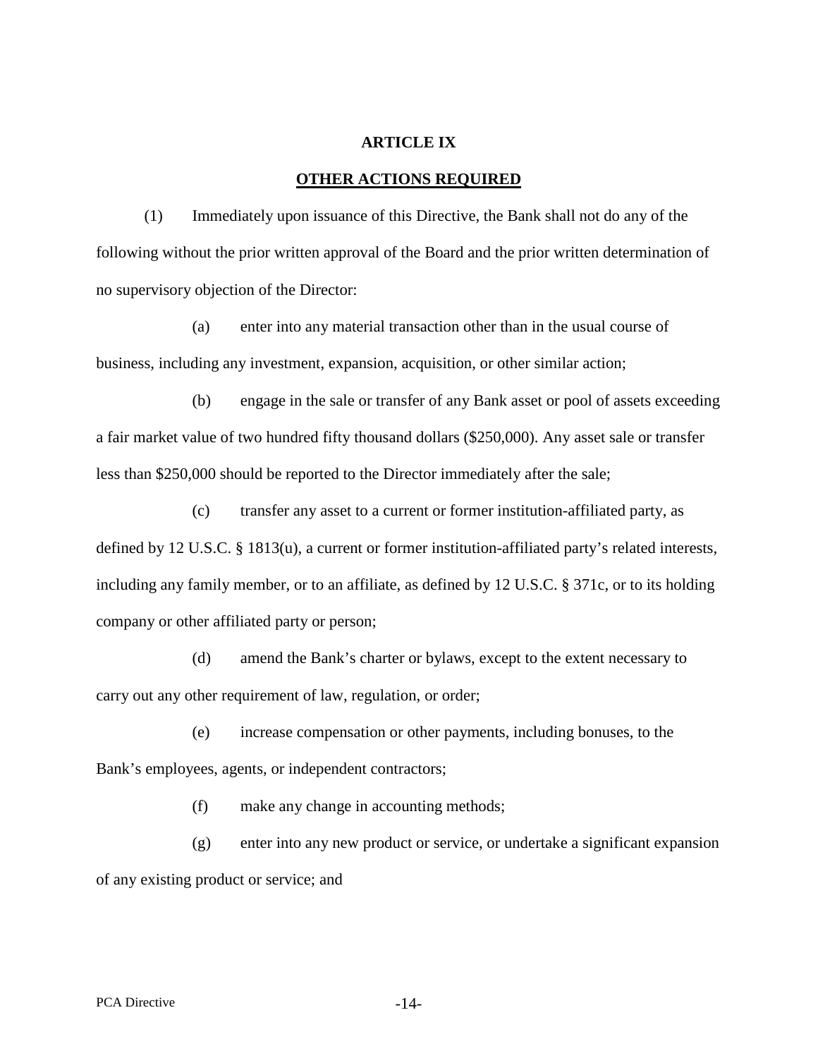## ARTICLE IX

## OTHER ACTIONS REQUIRED

(1) Immediately upon issuance of this Directive, the Bank shall not do any of the following without the prior written approval of the Board and the prior written determination of no supervisory objection of the Director:

(a) enter into any material transaction other than in the usual course of business, including any investment, expansion, acquisition, or other similar action;

(b) engage in the sale or transfer of any Bank asset or pool of assets exceeding a fair market value of two hundred fifty thousand dollars ($250,000). Any asset sale or transfer less than $250,000 should be reported to the Director immediately after the sale;

(c) transfer any asset to a current or former institution-affiliated party, as defined by 12 U.S.C. § 1813(u), a current or former institution-affiliated party's related interests, including any family member, or to an affiliate, as defined by 12 U.S.C. § 371c, or to its holding company or other affiliated party or person;

(d) amend the Bank's charter or bylaws, except to the extent necessary to carry out any other requirement of law, regulation, or order;

(e) increase compensation or other payments, including bonuses, to the Bank's employees, agents, or independent contractors;

(f) make any change in accounting methods;

(g) enter into any new product or service, or undertake a significant expansion of any existing product or service; and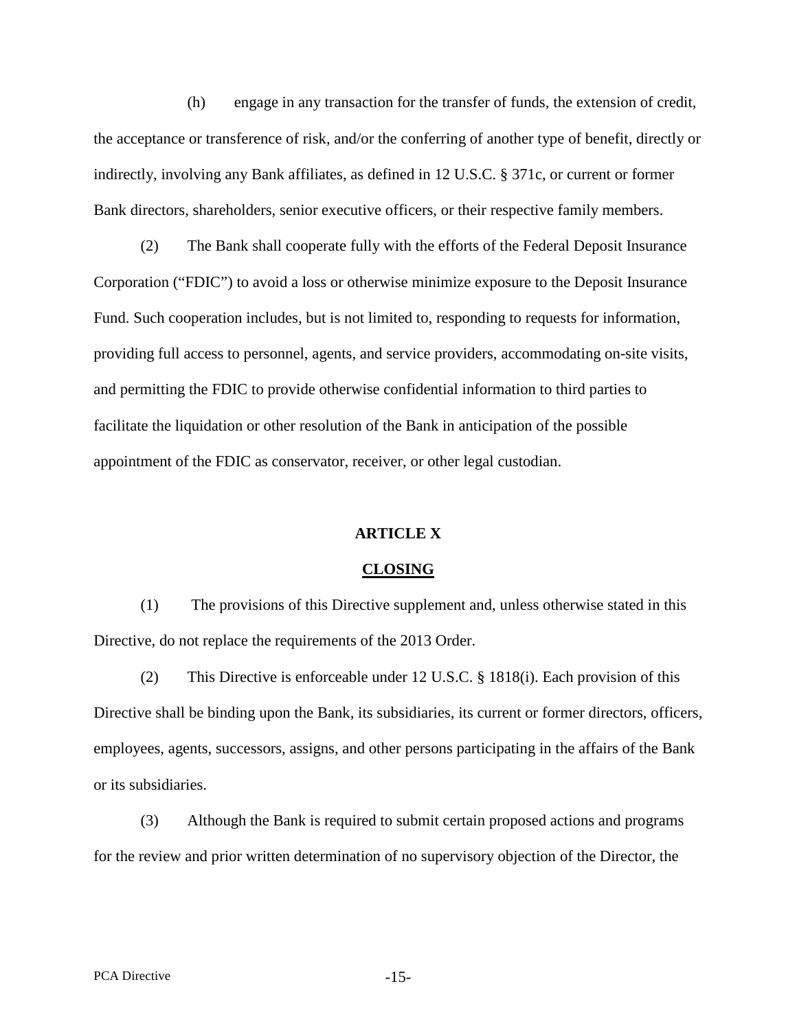(h) engage in any transaction for the transfer of funds, the extension of credit, the acceptance or transference of risk, and/or the conferring of another type of benefit, directly or indirectly, involving any Bank affiliates, as defined in 12 U.S.C. § 371c, or current or former Bank directors, shareholders, senior executive officers, or their respective family members.

(2) The Bank shall cooperate fully with the efforts of the Federal Deposit Insurance Corporation ("FDIC") to avoid a loss or otherwise minimize exposure to the Deposit Insurance Fund. Such cooperation includes, but is not limited to, responding to requests for information, providing full access to personnel, agents, and service providers, accommodating on-site visits, and permitting the FDIC to provide otherwise confidential information to third parties to facilitate the liquidation or other resolution of the Bank in anticipation of the possible appointment of the FDIC as conservator, receiver, or other legal custodian.

## ARTICLE X

## CLOSING

(1) The provisions of this Directive supplement and, unless otherwise stated in this Directive, do not replace the requirements of the 2013 Order.

(2) This Directive is enforceable under 12 U.S.C. § 1818(i). Each provision of this Directive shall be binding upon the Bank, its subsidiaries, its current or former directors, officers, employees, agents, successors, assigns, and other persons participating in the affairs of the Bank or its subsidiaries.

(3) Although the Bank is required to submit certain proposed actions and programs for the review and prior written determination of no supervisory objection of the Director, the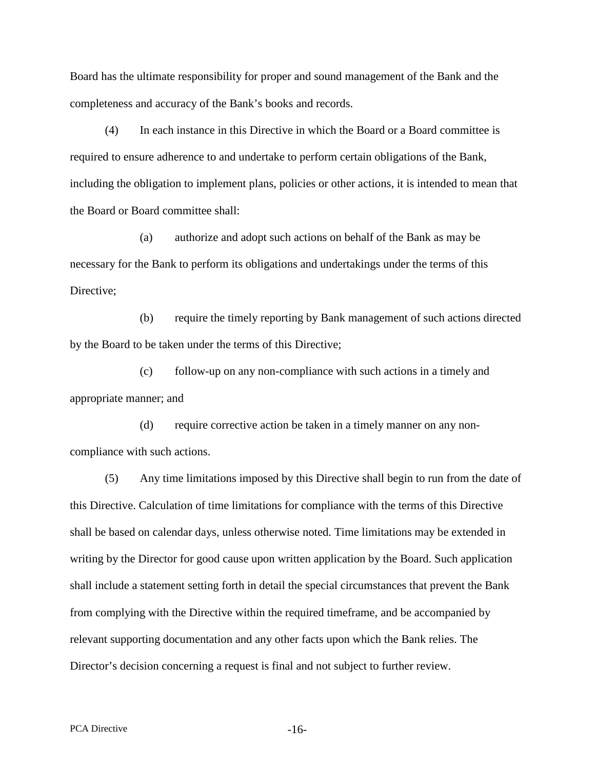Board has the ultimate responsibility for proper and sound management of the Bank and the completeness and accuracy of the Bank's books and records.

(4) In each instance in this Directive in which the Board or a Board committee is required to ensure adherence to and undertake to perform certain obligations of the Bank, including the obligation to implement plans, policies or other actions, it is intended to mean that the Board or Board committee shall:

(a) authorize and adopt such actions on behalf of the Bank as may be necessary for the Bank to perform its obligations and undertakings under the terms of this Directive;

(b) require the timely reporting by Bank management of such actions directed by the Board to be taken under the terms of this Directive;

(c) follow-up on any non-compliance with such actions in a timely and appropriate manner; and

(d) require corrective action be taken in a timely manner on any non-compliance with such actions.

(5) Any time limitations imposed by this Directive shall begin to run from the date of this Directive. Calculation of time limitations for compliance with the terms of this Directive shall be based on calendar days, unless otherwise noted. Time limitations may be extended in writing by the Director for good cause upon written application by the Board. Such application shall include a statement setting forth in detail the special circumstances that prevent the Bank from complying with the Directive within the required timeframe, and be accompanied by relevant supporting documentation and any other facts upon which the Bank relies. The Director's decision concerning a request is final and not subject to further review.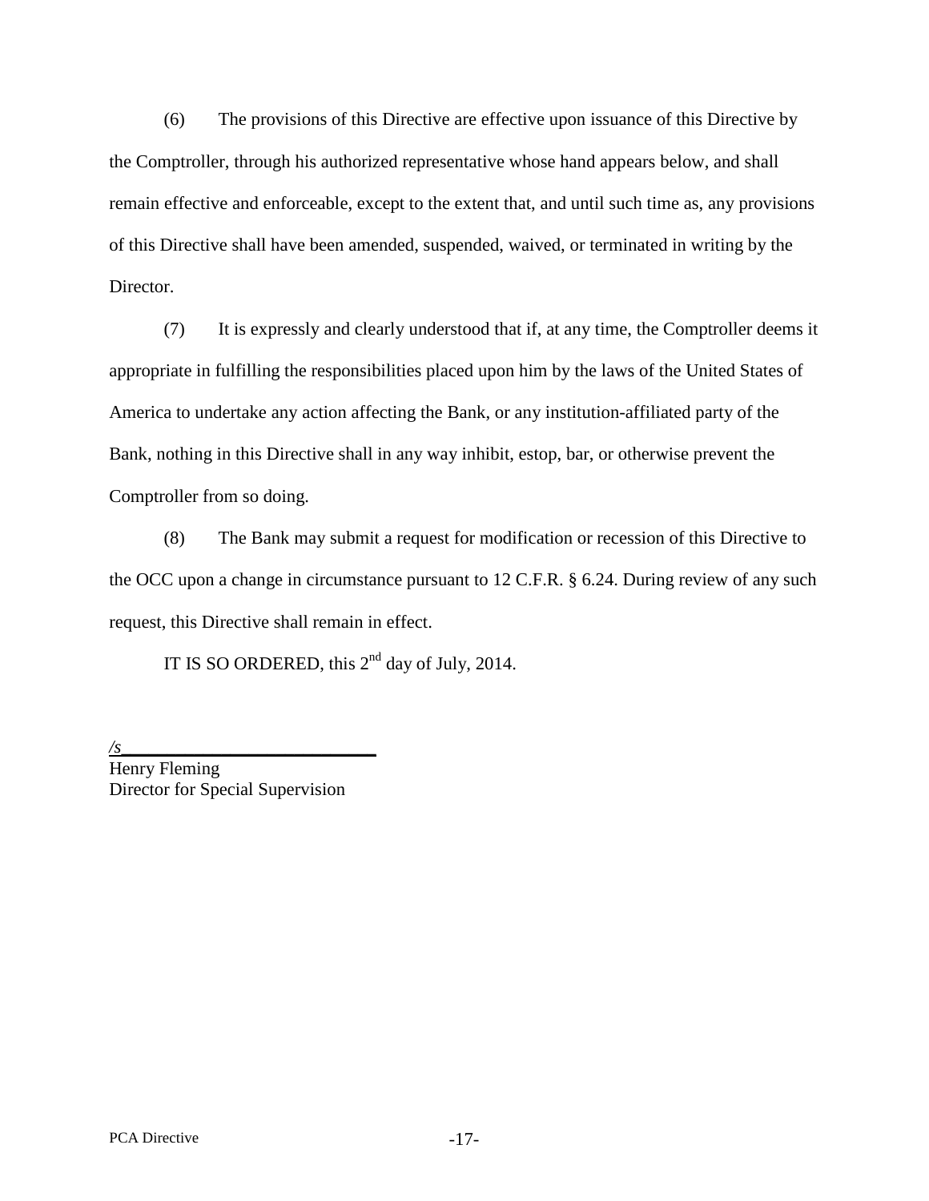(6) The provisions of this Directive are effective upon issuance of this Directive by the Comptroller, through his authorized representative whose hand appears below, and shall remain effective and enforceable, except to the extent that, and until such time as, any provisions of this Directive shall have been amended, suspended, waived, or terminated in writing by the Director.

(7) It is expressly and clearly understood that if, at any time, the Comptroller deems it appropriate in fulfilling the responsibilities placed upon him by the laws of the United States of America to undertake any action affecting the Bank, or any institution-affiliated party of the Bank, nothing in this Directive shall in any way inhibit, estop, bar, or otherwise prevent the Comptroller from so doing.

(8) The Bank may submit a request for modification or recession of this Directive to the OCC upon a change in circumstance pursuant to 12 C.F.R. § 6.24. During review of any such request, this Directive shall remain in effect.

IT IS SO ORDERED, this 2nd day of July, 2014.

/s/____________________________
Henry Fleming
Director for Special Supervision